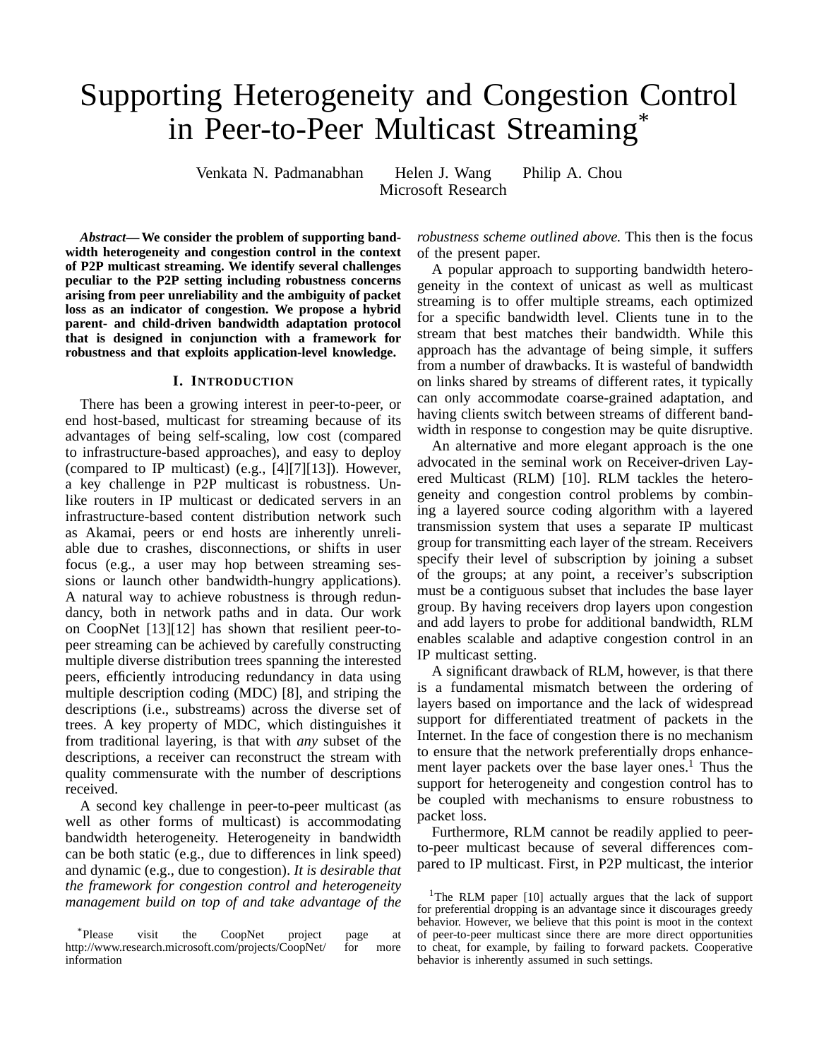# Supporting Heterogeneity and Congestion Control in Peer-to-Peer Multicast Streaming*

Venkata N. Padmanabhan Helen J. Wang Philip A. Chou
Microsoft Research

***Abstract*— We consider the problem of supporting bandwidth heterogeneity and congestion control in the context of P2P multicast streaming. We identify several challenges peculiar to the P2P setting including robustness concerns arising from peer unreliability and the ambiguity of packet loss as an indicator of congestion. We propose a hybrid parent- and child-driven bandwidth adaptation protocol that is designed in conjunction with a framework for robustness and that exploits application-level knowledge.**

## I. Introduction

There has been a growing interest in peer-to-peer, or end host-based, multicast for streaming because of its advantages of being self-scaling, low cost (compared to infrastructure-based approaches), and easy to deploy (compared to IP multicast) (e.g., [4][7][13]). However, a key challenge in P2P multicast is robustness. Unlike routers in IP multicast or dedicated servers in an infrastructure-based content distribution network such as Akamai, peers or end hosts are inherently unreliable due to crashes, disconnections, or shifts in user focus (e.g., a user may hop between streaming sessions or launch other bandwidth-hungry applications). A natural way to achieve robustness is through redundancy, both in network paths and in data. Our work on CoopNet [13][12] has shown that resilient peer-to-peer streaming can be achieved by carefully constructing multiple diverse distribution trees spanning the interested peers, efficiently introducing redundancy in data using multiple description coding (MDC) [8], and striping the descriptions (i.e., substreams) across the diverse set of trees. A key property of MDC, which distinguishes it from traditional layering, is that with *any* subset of the descriptions, a receiver can reconstruct the stream with quality commensurate with the number of descriptions received.

A second key challenge in peer-to-peer multicast (as well as other forms of multicast) is accommodating bandwidth heterogeneity. Heterogeneity in bandwidth can be both static (e.g., due to differences in link speed) and dynamic (e.g., due to congestion). *It is desirable that the framework for congestion control and heterogeneity management build on top of and take advantage of the robustness scheme outlined above.* This then is the focus of the present paper.

A popular approach to supporting bandwidth heterogeneity in the context of unicast as well as multicast streaming is to offer multiple streams, each optimized for a specific bandwidth level. Clients tune in to the stream that best matches their bandwidth. While this approach has the advantage of being simple, it suffers from a number of drawbacks. It is wasteful of bandwidth on links shared by streams of different rates, it typically can only accommodate coarse-grained adaptation, and having clients switch between streams of different bandwidth in response to congestion may be quite disruptive.

An alternative and more elegant approach is the one advocated in the seminal work on Receiver-driven Layered Multicast (RLM) [10]. RLM tackles the heterogeneity and congestion control problems by combining a layered source coding algorithm with a layered transmission system that uses a separate IP multicast group for transmitting each layer of the stream. Receivers specify their level of subscription by joining a subset of the groups; at any point, a receiver's subscription must be a contiguous subset that includes the base layer group. By having receivers drop layers upon congestion and add layers to probe for additional bandwidth, RLM enables scalable and adaptive congestion control in an IP multicast setting.

A significant drawback of RLM, however, is that there is a fundamental mismatch between the ordering of layers based on importance and the lack of widespread support for differentiated treatment of packets in the Internet. In the face of congestion there is no mechanism to ensure that the network preferentially drops enhancement layer packets over the base layer ones.[1] Thus the support for heterogeneity and congestion control has to be coupled with mechanisms to ensure robustness to packet loss.

Furthermore, RLM cannot be readily applied to peer-to-peer multicast because of several differences compared to IP multicast. First, in P2P multicast, the interior

[1]The RLM paper [10] actually argues that the lack of support for preferential dropping is an advantage since it discourages greedy behavior. However, we believe that this point is moot in the context of peer-to-peer multicast since there are more direct opportunities to cheat, for example, by failing to forward packets. Cooperative behavior is inherently assumed in such settings.

*Please visit the CoopNet project page at http://www.research.microsoft.com/projects/CoopNet/ for more information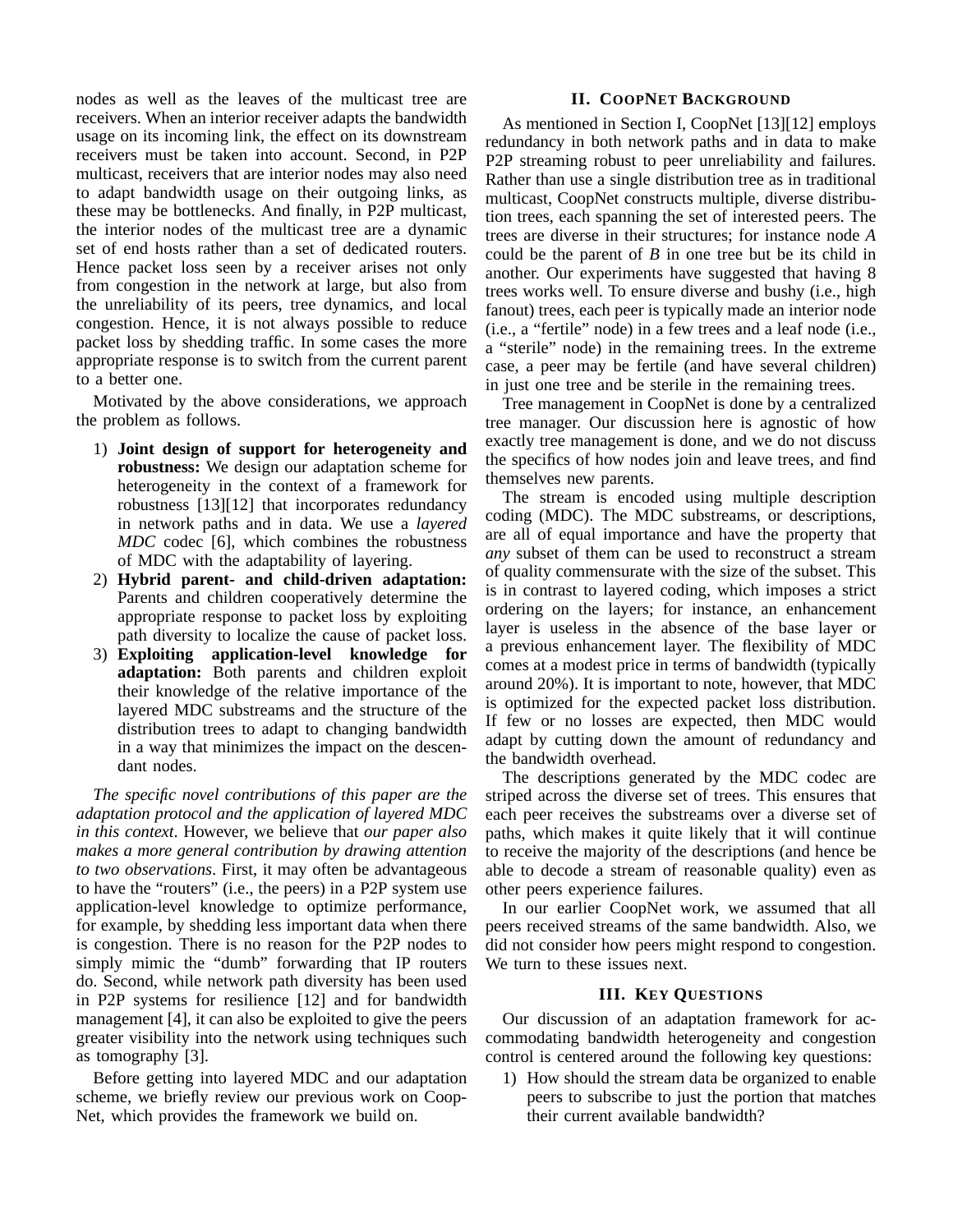nodes as well as the leaves of the multicast tree are receivers. When an interior receiver adapts the bandwidth usage on its incoming link, the effect on its downstream receivers must be taken into account. Second, in P2P multicast, receivers that are interior nodes may also need to adapt bandwidth usage on their outgoing links, as these may be bottlenecks. And finally, in P2P multicast, the interior nodes of the multicast tree are a dynamic set of end hosts rather than a set of dedicated routers. Hence packet loss seen by a receiver arises not only from congestion in the network at large, but also from the unreliability of its peers, tree dynamics, and local congestion. Hence, it is not always possible to reduce packet loss by shedding traffic. In some cases the more appropriate response is to switch from the current parent to a better one.

Motivated by the above considerations, we approach the problem as follows.

1) **Joint design of support for heterogeneity and robustness:** We design our adaptation scheme for heterogeneity in the context of a framework for robustness [13][12] that incorporates redundancy in network paths and in data. We use a *layered MDC* codec [6], which combines the robustness of MDC with the adaptability of layering.
2) **Hybrid parent- and child-driven adaptation:** Parents and children cooperatively determine the appropriate response to packet loss by exploiting path diversity to localize the cause of packet loss.
3) **Exploiting application-level knowledge for adaptation:** Both parents and children exploit their knowledge of the relative importance of the layered MDC substreams and the structure of the distribution trees to adapt to changing bandwidth in a way that minimizes the impact on the descendant nodes.

*The specific novel contributions of this paper are the adaptation protocol and the application of layered MDC in this context*. However, we believe that *our paper also makes a more general contribution by drawing attention to two observations*. First, it may often be advantageous to have the "routers" (i.e., the peers) in a P2P system use application-level knowledge to optimize performance, for example, by shedding less important data when there is congestion. There is no reason for the P2P nodes to simply mimic the "dumb" forwarding that IP routers do. Second, while network path diversity has been used in P2P systems for resilience [12] and for bandwidth management [4], it can also be exploited to give the peers greater visibility into the network using techniques such as tomography [3].

Before getting into layered MDC and our adaptation scheme, we briefly review our previous work on CoopNet, which provides the framework we build on.

## II. CoopNet Background

As mentioned in Section I, CoopNet [13][12] employs redundancy in both network paths and in data to make P2P streaming robust to peer unreliability and failures. Rather than use a single distribution tree as in traditional multicast, CoopNet constructs multiple, diverse distribution trees, each spanning the set of interested peers. The trees are diverse in their structures; for instance node *A* could be the parent of *B* in one tree but be its child in another. Our experiments have suggested that having 8 trees works well. To ensure diverse and bushy (i.e., high fanout) trees, each peer is typically made an interior node (i.e., a "fertile" node) in a few trees and a leaf node (i.e., a "sterile" node) in the remaining trees. In the extreme case, a peer may be fertile (and have several children) in just one tree and be sterile in the remaining trees.

Tree management in CoopNet is done by a centralized tree manager. Our discussion here is agnostic of how exactly tree management is done, and we do not discuss the specifics of how nodes join and leave trees, and find themselves new parents.

The stream is encoded using multiple description coding (MDC). The MDC substreams, or descriptions, are all of equal importance and have the property that *any* subset of them can be used to reconstruct a stream of quality commensurate with the size of the subset. This is in contrast to layered coding, which imposes a strict ordering on the layers; for instance, an enhancement layer is useless in the absence of the base layer or a previous enhancement layer. The flexibility of MDC comes at a modest price in terms of bandwidth (typically around 20%). It is important to note, however, that MDC is optimized for the expected packet loss distribution. If few or no losses are expected, then MDC would adapt by cutting down the amount of redundancy and the bandwidth overhead.

The descriptions generated by the MDC codec are striped across the diverse set of trees. This ensures that each peer receives the substreams over a diverse set of paths, which makes it quite likely that it will continue to receive the majority of the descriptions (and hence be able to decode a stream of reasonable quality) even as other peers experience failures.

In our earlier CoopNet work, we assumed that all peers received streams of the same bandwidth. Also, we did not consider how peers might respond to congestion. We turn to these issues next.

## III. Key Questions

Our discussion of an adaptation framework for accommodating bandwidth heterogeneity and congestion control is centered around the following key questions:

1) How should the stream data be organized to enable peers to subscribe to just the portion that matches their current available bandwidth?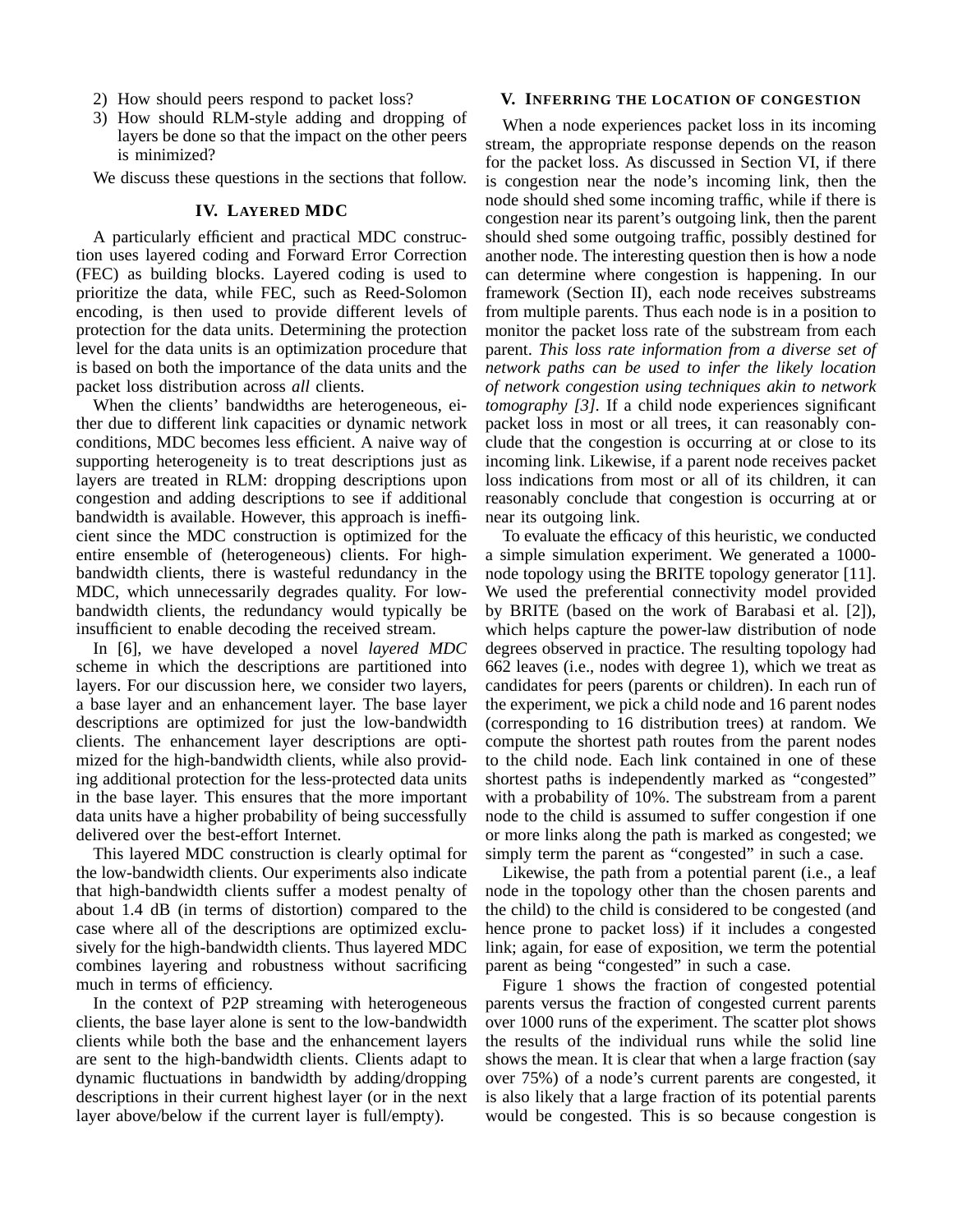2) How should peers respond to packet loss?
3) How should RLM-style adding and dropping of layers be done so that the impact on the other peers is minimized?

We discuss these questions in the sections that follow.

## IV. LAYERED MDC

A particularly efficient and practical MDC construction uses layered coding and Forward Error Correction (FEC) as building blocks. Layered coding is used to prioritize the data, while FEC, such as Reed-Solomon encoding, is then used to provide different levels of protection for the data units. Determining the protection level for the data units is an optimization procedure that is based on both the importance of the data units and the packet loss distribution across *all* clients.

When the clients' bandwidths are heterogeneous, either due to different link capacities or dynamic network conditions, MDC becomes less efficient. A naive way of supporting heterogeneity is to treat descriptions just as layers are treated in RLM: dropping descriptions upon congestion and adding descriptions to see if additional bandwidth is available. However, this approach is inefficient since the MDC construction is optimized for the entire ensemble of (heterogeneous) clients. For high-bandwidth clients, there is wasteful redundancy in the MDC, which unnecessarily degrades quality. For low-bandwidth clients, the redundancy would typically be insufficient to enable decoding the received stream.

In [6], we have developed a novel *layered MDC* scheme in which the descriptions are partitioned into layers. For our discussion here, we consider two layers, a base layer and an enhancement layer. The base layer descriptions are optimized for just the low-bandwidth clients. The enhancement layer descriptions are optimized for the high-bandwidth clients, while also providing additional protection for the less-protected data units in the base layer. This ensures that the more important data units have a higher probability of being successfully delivered over the best-effort Internet.

This layered MDC construction is clearly optimal for the low-bandwidth clients. Our experiments also indicate that high-bandwidth clients suffer a modest penalty of about 1.4 dB (in terms of distortion) compared to the case where all of the descriptions are optimized exclusively for the high-bandwidth clients. Thus layered MDC combines layering and robustness without sacrificing much in terms of efficiency.

In the context of P2P streaming with heterogeneous clients, the base layer alone is sent to the low-bandwidth clients while both the base and the enhancement layers are sent to the high-bandwidth clients. Clients adapt to dynamic fluctuations in bandwidth by adding/dropping descriptions in their current highest layer (or in the next layer above/below if the current layer is full/empty).

## V. INFERRING THE LOCATION OF CONGESTION

When a node experiences packet loss in its incoming stream, the appropriate response depends on the reason for the packet loss. As discussed in Section VI, if there is congestion near the node's incoming link, then the node should shed some incoming traffic, while if there is congestion near its parent's outgoing link, then the parent should shed some outgoing traffic, possibly destined for another node. The interesting question then is how a node can determine where congestion is happening. In our framework (Section II), each node receives substreams from multiple parents. Thus each node is in a position to monitor the packet loss rate of the substream from each parent. *This loss rate information from a diverse set of network paths can be used to infer the likely location of network congestion using techniques akin to network tomography [3].* If a child node experiences significant packet loss in most or all trees, it can reasonably conclude that the congestion is occurring at or close to its incoming link. Likewise, if a parent node receives packet loss indications from most or all of its children, it can reasonably conclude that congestion is occurring at or near its outgoing link.

To evaluate the efficacy of this heuristic, we conducted a simple simulation experiment. We generated a 1000-node topology using the BRITE topology generator [11]. We used the preferential connectivity model provided by BRITE (based on the work of Barabasi et al. [2]), which helps capture the power-law distribution of node degrees observed in practice. The resulting topology had 662 leaves (i.e., nodes with degree 1), which we treat as candidates for peers (parents or children). In each run of the experiment, we pick a child node and 16 parent nodes (corresponding to 16 distribution trees) at random. We compute the shortest path routes from the parent nodes to the child node. Each link contained in one of these shortest paths is independently marked as "congested" with a probability of 10%. The substream from a parent node to the child is assumed to suffer congestion if one or more links along the path is marked as congested; we simply term the parent as "congested" in such a case.

Likewise, the path from a potential parent (i.e., a leaf node in the topology other than the chosen parents and the child) to the child is considered to be congested (and hence prone to packet loss) if it includes a congested link; again, for ease of exposition, we term the potential parent as being "congested" in such a case.

Figure 1 shows the fraction of congested potential parents versus the fraction of congested current parents over 1000 runs of the experiment. The scatter plot shows the results of the individual runs while the solid line shows the mean. It is clear that when a large fraction (say over 75%) of a node's current parents are congested, it is also likely that a large fraction of its potential parents would be congested. This is so because congestion is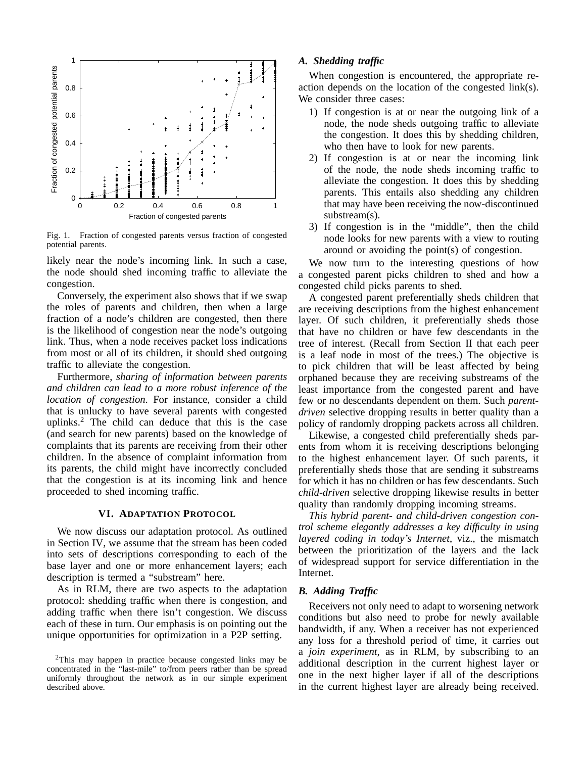Fraction of congested potential parents

1
0.8
0.6
0.4
0.2
0

0
0.2
0.4
0.6
0.8
1

Fraction of congested parents

Fig. 1. Fraction of congested parents versus fraction of congested potential parents.

likely near the node's incoming link. In such a case, the node should shed incoming traffic to alleviate the congestion.

Conversely, the experiment also shows that if we swap the roles of parents and children, then when a large fraction of a node's children are congested, then there is the likelihood of congestion near the node's outgoing link. Thus, when a node receives packet loss indications from most or all of its children, it should shed outgoing traffic to alleviate the congestion.

Furthermore, *sharing of information between parents and children can lead to a more robust inference of the location of congestion*. For instance, consider a child that is unlucky to have several parents with congested uplinks.[2] The child can deduce that this is the case (and search for new parents) based on the knowledge of complaints that its parents are receiving from their other children. In the absence of complaint information from its parents, the child might have incorrectly concluded that the congestion is at its incoming link and hence proceeded to shed incoming traffic.

## VI. Adaptation Protocol

We now discuss our adaptation protocol. As outlined in Section IV, we assume that the stream has been coded into sets of descriptions corresponding to each of the base layer and one or more enhancement layers; each description is termed a "substream" here.

As in RLM, there are two aspects to the adaptation protocol: shedding traffic when there is congestion, and adding traffic when there isn't congestion. We discuss each of these in turn. Our emphasis is on pointing out the unique opportunities for optimization in a P2P setting.

[2] This may happen in practice because congested links may be concentrated in the "last-mile" to/from peers rather than be spread uniformly throughout the network as in our simple experiment described above.

### A. Shedding traffic

When congestion is encountered, the appropriate reaction depends on the location of the congested link(s). We consider three cases:

1) If congestion is at or near the outgoing link of a node, the node sheds outgoing traffic to alleviate the congestion. It does this by shedding children, who then have to look for new parents.
2) If congestion is at or near the incoming link of the node, the node sheds incoming traffic to alleviate the congestion. It does this by shedding parents. This entails also shedding any children that may have been receiving the now-discontinued substream(s).
3) If congestion is in the "middle", then the child node looks for new parents with a view to routing around or avoiding the point(s) of congestion.

We now turn to the interesting questions of how a congested parent picks children to shed and how a congested child picks parents to shed.

A congested parent preferentially sheds children that are receiving descriptions from the highest enhancement layer. Of such children, it preferentially sheds those that have no children or have few descendants in the tree of interest. (Recall from Section II that each peer is a leaf node in most of the trees.) The objective is to pick children that will be least affected by being orphaned because they are receiving substreams of the least importance from the congested parent and have few or no descendants dependent on them. Such *parent-driven* selective dropping results in better quality than a policy of randomly dropping packets across all children.

Likewise, a congested child preferentially sheds parents from whom it is receiving descriptions belonging to the highest enhancement layer. Of such parents, it preferentially sheds those that it sending it substreams for which it has no children or has few descendants. Such *child-driven* selective dropping likewise results in better quality than randomly dropping incoming streams.

*This hybrid parent- and child-driven congestion control scheme elegantly addresses a key difficulty in using layered coding in today's Internet*, viz., the mismatch between the prioritization of the layers and the lack of widespread support for service differentiation in the Internet.

### B. Adding Traffic

Receivers not only need to adapt to worsening network conditions but also need to probe for newly available bandwidth, if any. When a receiver has not experienced any loss for a threshold period of time, it carries out a *join experiment*, as in RLM, by subscribing to an additional description in the current highest layer or one in the next higher layer if all of the descriptions in the current highest layer are already being received.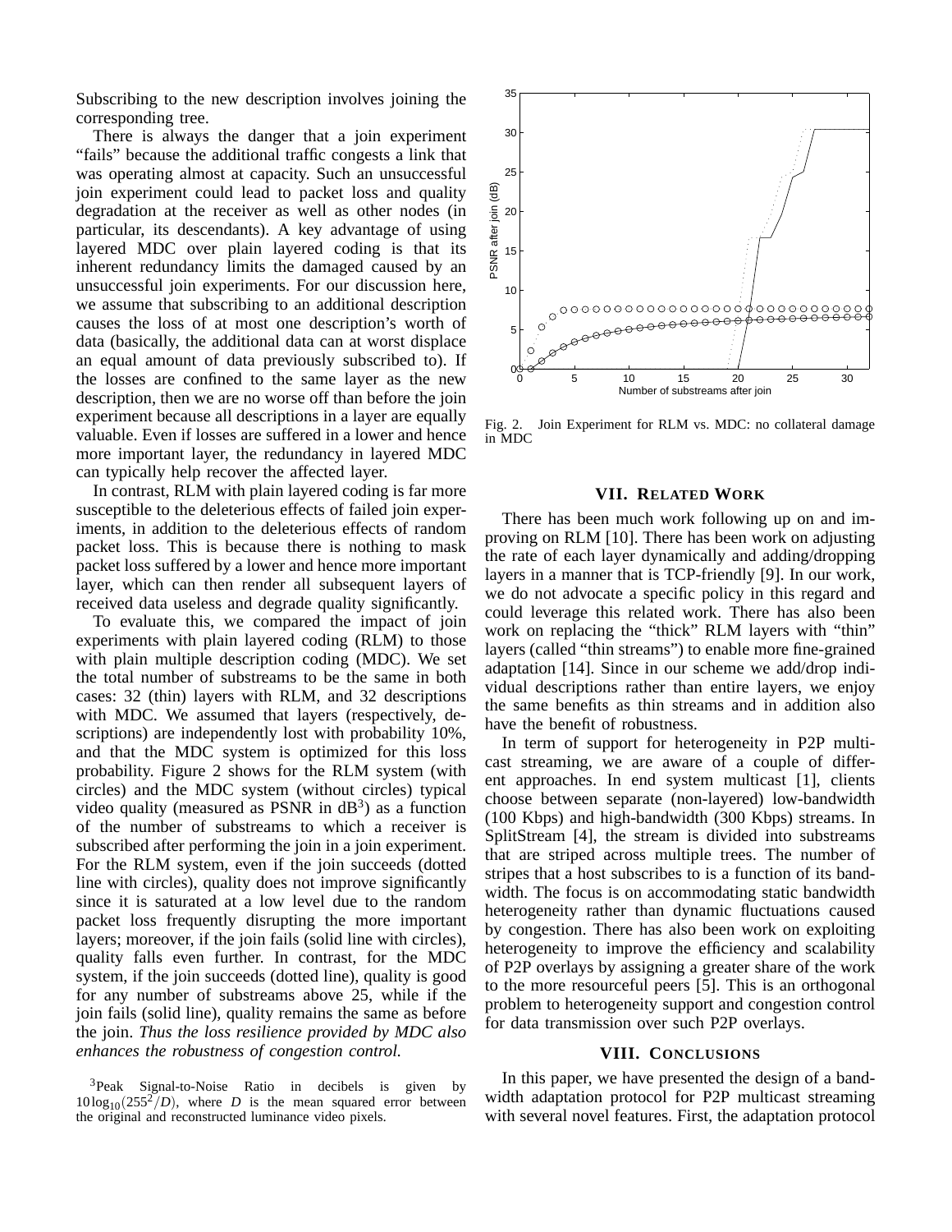Subscribing to the new description involves joining the corresponding tree.

There is always the danger that a join experiment "fails" because the additional traffic congests a link that was operating almost at capacity. Such an unsuccessful join experiment could lead to packet loss and quality degradation at the receiver as well as other nodes (in particular, its descendants). A key advantage of using layered MDC over plain layered coding is that its inherent redundancy limits the damaged caused by an unsuccessful join experiments. For our discussion here, we assume that subscribing to an additional description causes the loss of at most one description's worth of data (basically, the additional data can at worst displace an equal amount of data previously subscribed to). If the losses are confined to the same layer as the new description, then we are no worse off than before the join experiment because all descriptions in a layer are equally valuable. Even if losses are suffered in a lower and hence more important layer, the redundancy in layered MDC can typically help recover the affected layer.

In contrast, RLM with plain layered coding is far more susceptible to the deleterious effects of failed join experiments, in addition to the deleterious effects of random packet loss. This is because there is nothing to mask packet loss suffered by a lower and hence more important layer, which can then render all subsequent layers of received data useless and degrade quality significantly.

To evaluate this, we compared the impact of join experiments with plain layered coding (RLM) to those with plain multiple description coding (MDC). We set the total number of substreams to be the same in both cases: 32 (thin) layers with RLM, and 32 descriptions with MDC. We assumed that layers (respectively, descriptions) are independently lost with probability 10%, and that the MDC system is optimized for this loss probability. Figure 2 shows for the RLM system (with circles) and the MDC system (without circles) typical video quality (measured as PSNR in dB[3]) as a function of the number of substreams to which a receiver is subscribed after performing the join in a join experiment. For the RLM system, even if the join succeeds (dotted line with circles), quality does not improve significantly since it is saturated at a low level due to the random packet loss frequently disrupting the more important layers; moreover, if the join fails (solid line with circles), quality falls even further. In contrast, for the MDC system, if the join succeeds (dotted line), quality is good for any number of substreams above 25, while if the join fails (solid line), quality remains the same as before the join. *Thus the loss resilience provided by MDC also enhances the robustness of congestion control.*

[3]Peak Signal-to-Noise Ratio in decibels is given by $10\log_{10}(255^2/D)$, where $D$ is the mean squared error between the original and reconstructed luminance video pixels.

PSNR after join (dB)
0
5
10
15
20
25
30
35
Number of substreams after join
0
5
10
15
20
25
30

Fig. 2. Join Experiment for RLM vs. MDC: no collateral damage in MDC

## VII. Related Work

There has been much work following up on and improving on RLM [10]. There has been work on adjusting the rate of each layer dynamically and adding/dropping layers in a manner that is TCP-friendly [9]. In our work, we do not advocate a specific policy in this regard and could leverage this related work. There has also been work on replacing the "thick" RLM layers with "thin" layers (called "thin streams") to enable more fine-grained adaptation [14]. Since in our scheme we add/drop individual descriptions rather than entire layers, we enjoy the same benefits as thin streams and in addition also have the benefit of robustness.

In term of support for heterogeneity in P2P multicast streaming, we are aware of a couple of different approaches. In end system multicast [1], clients choose between separate (non-layered) low-bandwidth (100 Kbps) and high-bandwidth (300 Kbps) streams. In SplitStream [4], the stream is divided into substreams that are striped across multiple trees. The number of stripes that a host subscribes to is a function of its bandwidth. The focus is on accommodating static bandwidth heterogeneity rather than dynamic fluctuations caused by congestion. There has also been work on exploiting heterogeneity to improve the efficiency and scalability of P2P overlays by assigning a greater share of the work to the more resourceful peers [5]. This is an orthogonal problem to heterogeneity support and congestion control for data transmission over such P2P overlays.

## VIII. Conclusions

In this paper, we have presented the design of a bandwidth adaptation protocol for P2P multicast streaming with several novel features. First, the adaptation protocol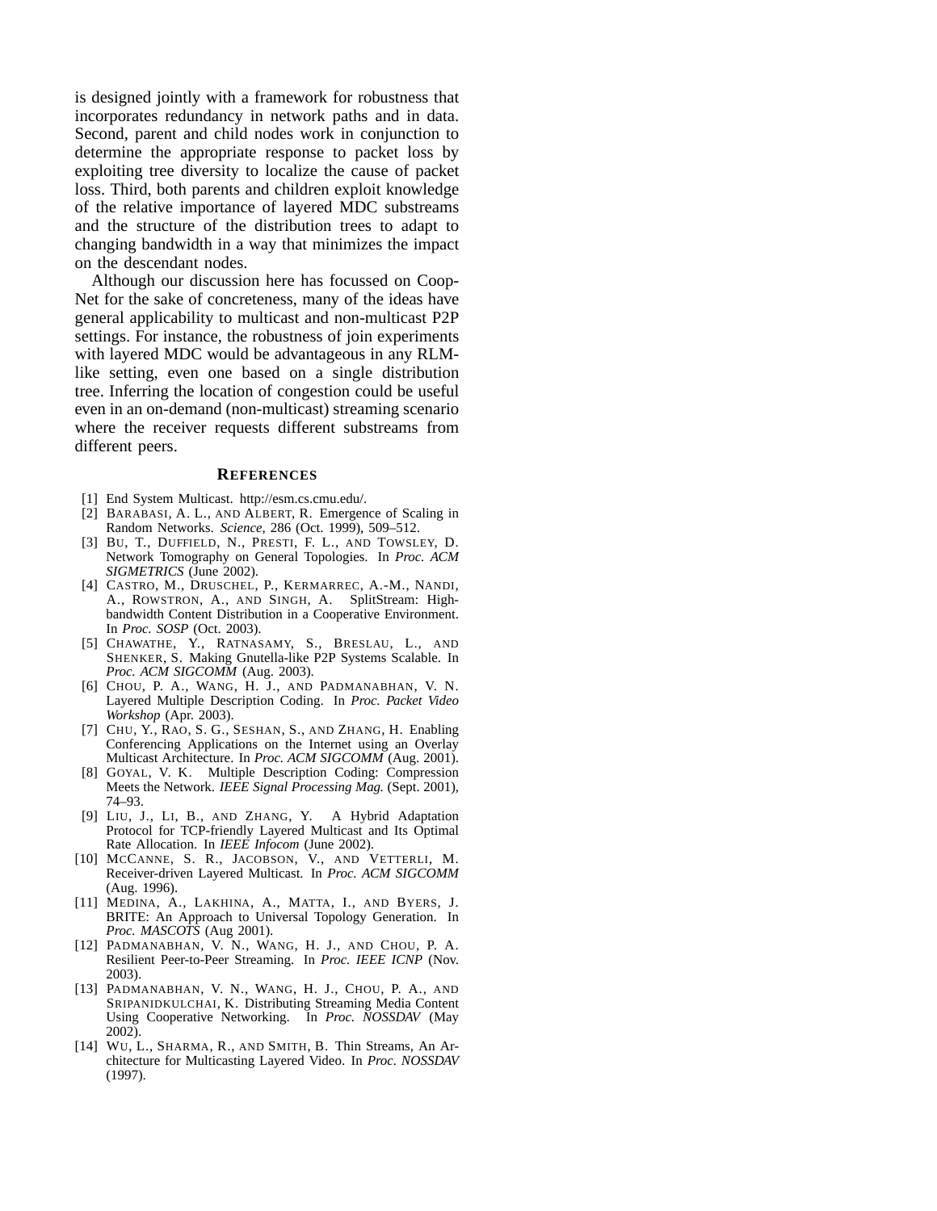is designed jointly with a framework for robustness that incorporates redundancy in network paths and in data. Second, parent and child nodes work in conjunction to determine the appropriate response to packet loss by exploiting tree diversity to localize the cause of packet loss. Third, both parents and children exploit knowledge of the relative importance of layered MDC substreams and the structure of the distribution trees to adapt to changing bandwidth in a way that minimizes the impact on the descendant nodes.

Although our discussion here has focussed on CoopNet for the sake of concreteness, many of the ideas have general applicability to multicast and non-multicast P2P settings. For instance, the robustness of join experiments with layered MDC would be advantageous in any RLM-like setting, even one based on a single distribution tree. Inferring the location of congestion could be useful even in an on-demand (non-multicast) streaming scenario where the receiver requests different substreams from different peers.

## References

[1] End System Multicast. http://esm.cs.cmu.edu/.

[2] Barabasi, A. L., and Albert, R. Emergence of Scaling in Random Networks. *Science*, 286 (Oct. 1999), 509–512.

[3] Bu, T., Duffield, N., Presti, F. L., and Towsley, D. Network Tomography on General Topologies. In *Proc. ACM SIGMETRICS* (June 2002).

[4] Castro, M., Druschel, P., Kermarrec, A.-M., Nandi, A., Rowstron, A., and Singh, A. SplitStream: High-bandwidth Content Distribution in a Cooperative Environment. In *Proc. SOSP* (Oct. 2003).

[5] Chawathe, Y., Ratnasamy, S., Breslau, L., and Shenker, S. Making Gnutella-like P2P Systems Scalable. In *Proc. ACM SIGCOMM* (Aug. 2003).

[6] Chou, P. A., Wang, H. J., and Padmanabhan, V. N. Layered Multiple Description Coding. In *Proc. Packet Video Workshop* (Apr. 2003).

[7] Chu, Y., Rao, S. G., Seshan, S., and Zhang, H. Enabling Conferencing Applications on the Internet using an Overlay Multicast Architecture. In *Proc. ACM SIGCOMM* (Aug. 2001).

[8] Goyal, V. K. Multiple Description Coding: Compression Meets the Network. *IEEE Signal Processing Mag.* (Sept. 2001), 74–93.

[9] Liu, J., Li, B., and Zhang, Y. A Hybrid Adaptation Protocol for TCP-friendly Layered Multicast and Its Optimal Rate Allocation. In *IEEE Infocom* (June 2002).

[10] McCanne, S. R., Jacobson, V., and Vetterli, M. Receiver-driven Layered Multicast. In *Proc. ACM SIGCOMM* (Aug. 1996).

[11] Medina, A., Lakhina, A., Matta, I., and Byers, J. BRITE: An Approach to Universal Topology Generation. In *Proc. MASCOTS* (Aug 2001).

[12] Padmanabhan, V. N., Wang, H. J., and Chou, P. A. Resilient Peer-to-Peer Streaming. In *Proc. IEEE ICNP* (Nov. 2003).

[13] Padmanabhan, V. N., Wang, H. J., Chou, P. A., and Sripanidkulchai, K. Distributing Streaming Media Content Using Cooperative Networking. In *Proc. NOSSDAV* (May 2002).

[14] Wu, L., Sharma, R., and Smith, B. Thin Streams, An Architecture for Multicasting Layered Video. In *Proc. NOSSDAV* (1997).